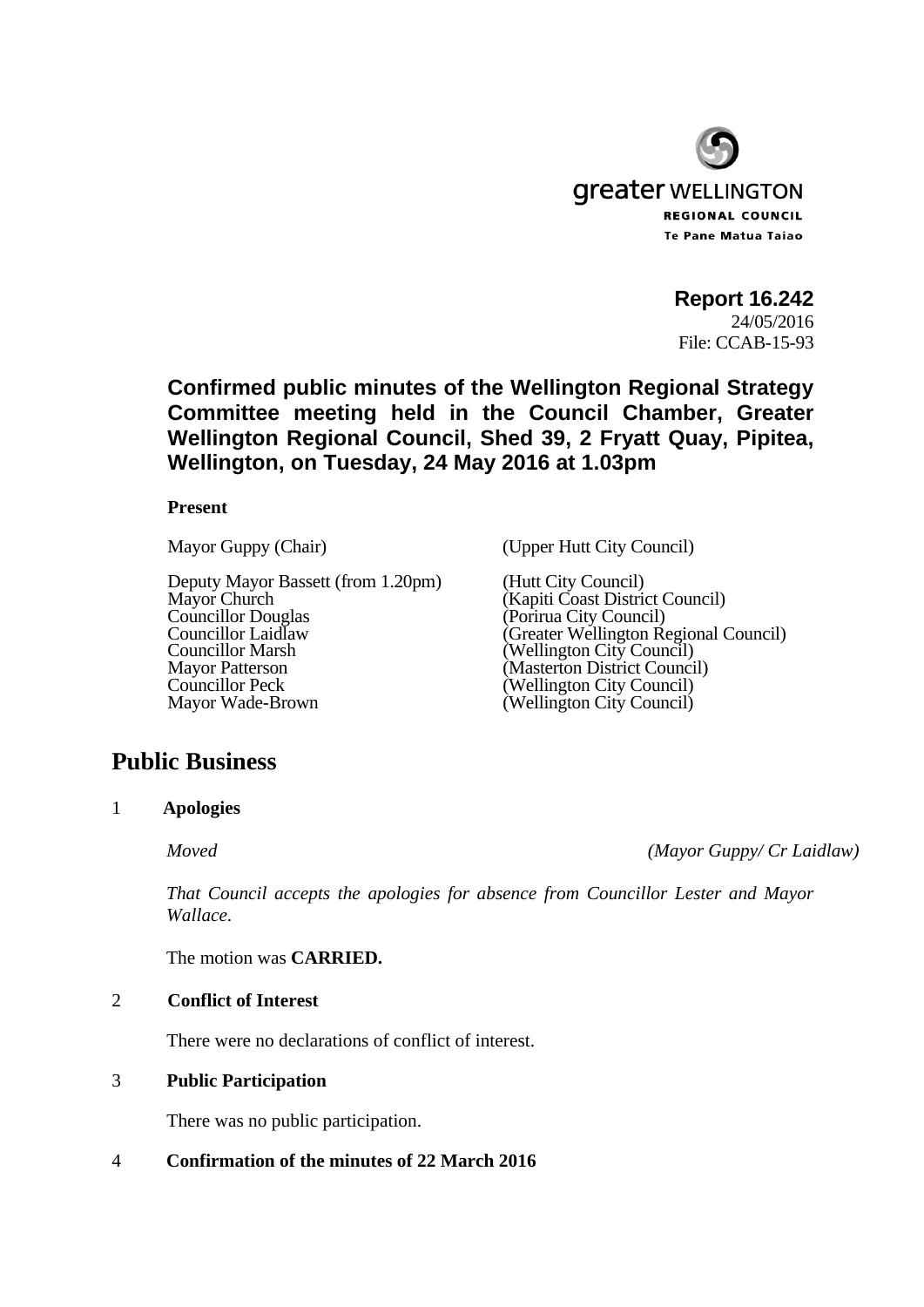greater WELLINGTON
REGIONAL COUNCIL
Te Pane Matua Taiao

**Report 16.242**
24/05/2016
File: CCAB-15-93

### Confirmed public minutes of the Wellington Regional Strategy Committee meeting held in the Council Chamber, Greater Wellington Regional Council, Shed 39, 2 Fryatt Quay, Pipitea, Wellington, on Tuesday, 24 May 2016 at 1.03pm

**Present**

| | |
|---|---|
| Mayor Guppy (Chair) | (Upper Hutt City Council) |
| Deputy Mayor Bassett (from 1.20pm) | (Hutt City Council) |
| Mayor Church | (Kapiti Coast District Council) |
| Councillor Douglas | (Porirua City Council) |
| Councillor Laidlaw | (Greater Wellington Regional Council) |
| Councillor Marsh | (Wellington City Council) |
| Mayor Patterson | (Masterton District Council) |
| Councillor Peck | (Wellington City Council) |
| Mayor Wade-Brown | (Wellington City Council) |

## Public Business

1 **Apologies**

*Moved* *(Mayor Guppy/ Cr Laidlaw)*

*That Council accepts the apologies for absence from Councillor Lester and Mayor Wallace.*

The motion was **CARRIED.**

2 **Conflict of Interest**

There were no declarations of conflict of interest.

3 **Public Participation**

There was no public participation.

4 **Confirmation of the minutes of 22 March 2016**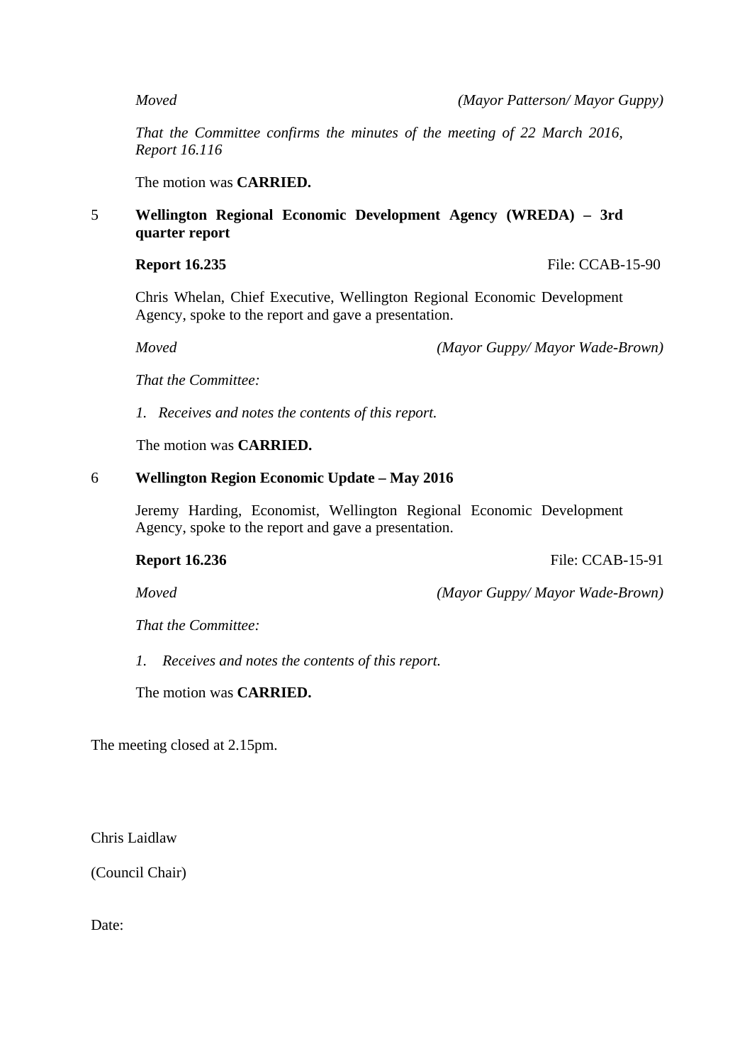*Moved* *(Mayor Patterson/ Mayor Guppy)*

*That the Committee confirms the minutes of the meeting of 22 March 2016, Report 16.116*

The motion was **CARRIED.**

## 5 Wellington Regional Economic Development Agency (WREDA) – 3rd quarter report

**Report 16.235** File: CCAB-15-90

Chris Whelan, Chief Executive, Wellington Regional Economic Development Agency, spoke to the report and gave a presentation.

*Moved* *(Mayor Guppy/ Mayor Wade-Brown)*

*That the Committee:*

1. *Receives and notes the contents of this report.*

The motion was **CARRIED.**

## 6 Wellington Region Economic Update – May 2016

Jeremy Harding, Economist, Wellington Regional Economic Development Agency, spoke to the report and gave a presentation.

**Report 16.236** File: CCAB-15-91

*Moved* *(Mayor Guppy/ Mayor Wade-Brown)*

*That the Committee:*

1. *Receives and notes the contents of this report.*

The motion was **CARRIED.**

The meeting closed at 2.15pm.

Chris Laidlaw

(Council Chair)

Date: